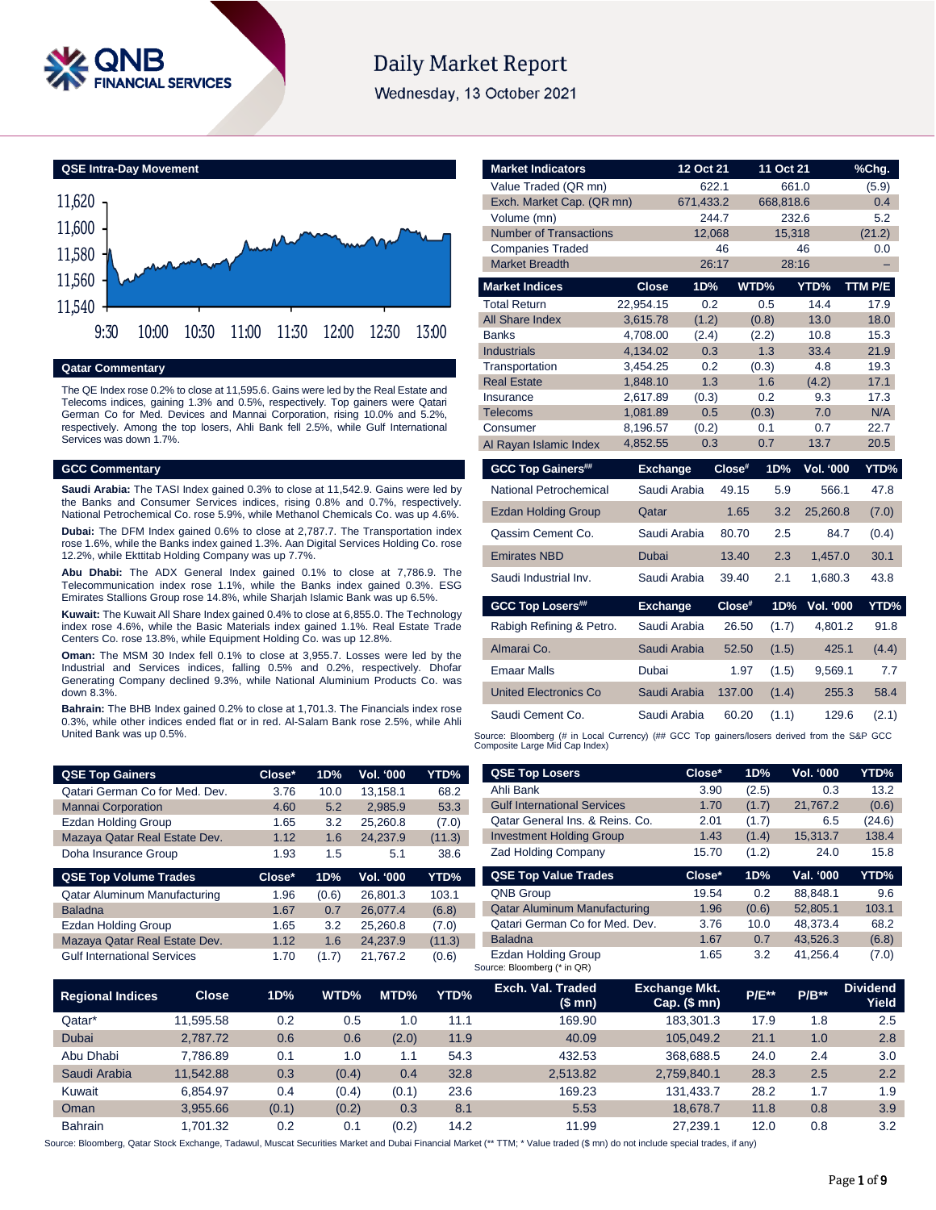# Daily Market Report

Wednesday, 13 October 2021

## QSE Intra-Day Movement

## Qatar Commentary

The QE Index rose 0.2% to close at 11,595.6. Gains were led by the Real Estate and Telecoms indices, gaining 1.3% and 0.5%, respectively. Top gainers were Qatari German Co for Med. Devices and Mannai Corporation, rising 10.0% and 5.2%, respectively. Among the top losers, Ahli Bank fell 2.5%, while Gulf International Services was down 1.7%.

## GCC Commentary

**Saudi Arabia:** The TASI Index gained 0.3% to close at 11,542.9. Gains were led by the Banks and Consumer Services indices, rising 0.8% and 0.7%, respectively. National Petrochemical Co. rose 5.9%, while Methanol Chemicals Co. was up 4.6%.

**Dubai:** The DFM Index gained 0.6% to close at 2,787.7. The Transportation index rose 1.6%, while the Banks index gained 1.3%. Aan Digital Services Holding Co. rose 12.2%, while Ekttitab Holding Company was up 7.7%.

**Abu Dhabi:** The ADX General Index gained 0.1% to close at 7,786.9. The Telecommunication index rose 1.1%, while the Banks index gained 0.3%. ESG Emirates Stallions Group rose 14.8%, while Sharjah Islamic Bank was up 6.5%.

**Kuwait:** The Kuwait All Share Index gained 0.4% to close at 6,855.0. The Technology index rose 4.6%, while the Basic Materials index gained 1.1%. Real Estate Trade Centers Co. rose 13.8%, while Equipment Holding Co. was up 12.8%.

**Oman:** The MSM 30 Index fell 0.1% to close at 3,955.7. Losses were led by the Industrial and Services indices, falling 0.5% and 0.2%, respectively. Dhofar Generating Company declined 9.3%, while National Aluminium Products Co. was down 8.3%.

**Bahrain:** The BHB Index gained 0.2% to close at 1,701.3. The Financials index rose 0.3%, while other indices ended flat or in red. Al-Salam Bank rose 2.5%, while Ahli United Bank was up 0.5%.

| Market Indicators | 12 Oct 21 | 11 Oct 21 | %Chg. |
|---|---|---|---|
| Value Traded (QR mn) | 622.1 | 661.0 | (5.9) |
| Exch. Market Cap. (QR mn) | 671,433.2 | 668,818.6 | 0.4 |
| Volume (mn) | 244.7 | 232.6 | 5.2 |
| Number of Transactions | 12,068 | 15,318 | (21.2) |
| Companies Traded | 46 | 46 | 0.0 |
| Market Breadth | 26:17 | 28:16 | – |

| Market Indices | Close | 1D% | WTD% | YTD% | TTM P/E |
|---|---|---|---|---|---|
| Total Return | 22,954.15 | 0.2 | 0.5 | 14.4 | 17.9 |
| All Share Index | 3,615.78 | (1.2) | (0.8) | 13.0 | 18.0 |
| Banks | 4,708.00 | (2.4) | (2.2) | 10.8 | 15.3 |
| Industrials | 4,134.02 | 0.3 | 1.3 | 33.4 | 21.9 |
| Transportation | 3,454.25 | 0.2 | (0.3) | 4.8 | 19.3 |
| Real Estate | 1,848.10 | 1.3 | 1.6 | (4.2) | 17.1 |
| Insurance | 2,617.89 | (0.3) | 0.2 | 9.3 | 17.3 |
| Telecoms | 1,081.89 | 0.5 | (0.3) | 7.0 | N/A |
| Consumer | 8,196.57 | (0.2) | 0.1 | 0.7 | 22.7 |
| Al Rayan Islamic Index | 4,852.55 | 0.3 | 0.7 | 13.7 | 20.5 |

| GCC Top Gainers## | Exchange | Close# | 1D% | Vol. '000 | YTD% |
|---|---|---|---|---|---|
| National Petrochemical | Saudi Arabia | 49.15 | 5.9 | 566.1 | 47.8 |
| Ezdan Holding Group | Qatar | 1.65 | 3.2 | 25,260.8 | (7.0) |
| Qassim Cement Co. | Saudi Arabia | 80.70 | 2.5 | 84.7 | (0.4) |
| Emirates NBD | Dubai | 13.40 | 2.3 | 1,457.0 | 30.1 |
| Saudi Industrial Inv. | Saudi Arabia | 39.40 | 2.1 | 1,680.3 | 43.8 |

| GCC Top Losers## | Exchange | Close# | 1D% | Vol. '000 | YTD% |
|---|---|---|---|---|---|
| Rabigh Refining & Petro. | Saudi Arabia | 26.50 | (1.7) | 4,801.2 | 91.8 |
| Almarai Co. | Saudi Arabia | 52.50 | (1.5) | 425.1 | (4.4) |
| Emaar Malls | Dubai | 1.97 | (1.5) | 9,569.1 | 7.7 |
| United Electronics Co | Saudi Arabia | 137.00 | (1.4) | 255.3 | 58.4 |
| Saudi Cement Co. | Saudi Arabia | 60.20 | (1.1) | 129.6 | (2.1) |

Source: Bloomberg (# in Local Currency) (## GCC Top gainers/losers derived from the S&P GCC Composite Large Mid Cap Index)

| QSE Top Gainers | Close* | 1D% | Vol. '000 | YTD% |
|---|---|---|---|---|
| Qatari German Co for Med. Dev. | 3.76 | 10.0 | 13,158.1 | 68.2 |
| Mannai Corporation | 4.60 | 5.2 | 2,985.9 | 53.3 |
| Ezdan Holding Group | 1.65 | 3.2 | 25,260.8 | (7.0) |
| Mazaya Qatar Real Estate Dev. | 1.12 | 1.6 | 24,237.9 | (11.3) |
| Doha Insurance Group | 1.93 | 1.5 | 5.1 | 38.6 |

| QSE Top Volume Trades | Close* | 1D% | Vol. '000 | YTD% |
|---|---|---|---|---|
| Qatar Aluminum Manufacturing | 1.96 | (0.6) | 26,801.3 | 103.1 |
| Baladna | 1.67 | 0.7 | 26,077.4 | (6.8) |
| Ezdan Holding Group | 1.65 | 3.2 | 25,260.8 | (7.0) |
| Mazaya Qatar Real Estate Dev. | 1.12 | 1.6 | 24,237.9 | (11.3) |
| Gulf International Services | 1.70 | (1.7) | 21,767.2 | (0.6) |

| QSE Top Losers | Close* | 1D% | Vol. '000 | YTD% |
|---|---|---|---|---|
| Ahli Bank | 3.90 | (2.5) | 0.3 | 13.2 |
| Gulf International Services | 1.70 | (1.7) | 21,767.2 | (0.6) |
| Qatar General Ins. & Reins. Co. | 2.01 | (1.7) | 6.5 | (24.6) |
| Investment Holding Group | 1.43 | (1.4) | 15,313.7 | 138.4 |
| Zad Holding Company | 15.70 | (1.2) | 24.0 | 15.8 |

| QSE Top Value Trades | Close* | 1D% | Val. '000 | YTD% |
|---|---|---|---|---|
| QNB Group | 19.54 | 0.2 | 88,848.1 | 9.6 |
| Qatar Aluminum Manufacturing | 1.96 | (0.6) | 52,805.1 | 103.1 |
| Qatari German Co for Med. Dev. | 3.76 | 10.0 | 48,373.4 | 68.2 |
| Baladna | 1.67 | 0.7 | 43,526.3 | (6.8) |
| Ezdan Holding Group | 1.65 | 3.2 | 41,256.4 | (7.0) |

Source: Bloomberg (* in QR)

| Regional Indices | Close | 1D% | WTD% | MTD% | YTD% | Exch. Val. Traded ($ mn) | Exchange Mkt. Cap. ($ mn) | P/E** | P/B** | Dividend Yield |
|---|---|---|---|---|---|---|---|---|---|---|
| Qatar* | 11,595.58 | 0.2 | 0.5 | 1.0 | 11.1 | 169.90 | 183,301.3 | 17.9 | 1.8 | 2.5 |
| Dubai | 2,787.72 | 0.6 | 0.6 | (2.0) | 11.9 | 40.09 | 105,049.2 | 21.1 | 1.0 | 2.8 |
| Abu Dhabi | 7,786.89 | 0.1 | 1.0 | 1.1 | 54.3 | 432.53 | 368,688.5 | 24.0 | 2.4 | 3.0 |
| Saudi Arabia | 11,542.88 | 0.3 | (0.4) | 0.4 | 32.8 | 2,513.82 | 2,759,840.1 | 28.3 | 2.5 | 2.2 |
| Kuwait | 6,854.97 | 0.4 | (0.4) | (0.1) | 23.6 | 169.23 | 131,433.7 | 28.2 | 1.7 | 1.9 |
| Oman | 3,955.66 | (0.1) | (0.2) | 0.3 | 8.1 | 5.53 | 18,678.7 | 11.8 | 0.8 | 3.9 |
| Bahrain | 1,701.32 | 0.2 | 0.1 | (0.2) | 14.2 | 11.99 | 27,239.1 | 12.0 | 0.8 | 3.2 |

Source: Bloomberg, Qatar Stock Exchange, Tadawul, Muscat Securities Market and Dubai Financial Market (** TTM; * Value traded ($ mn) do not include special trades, if any)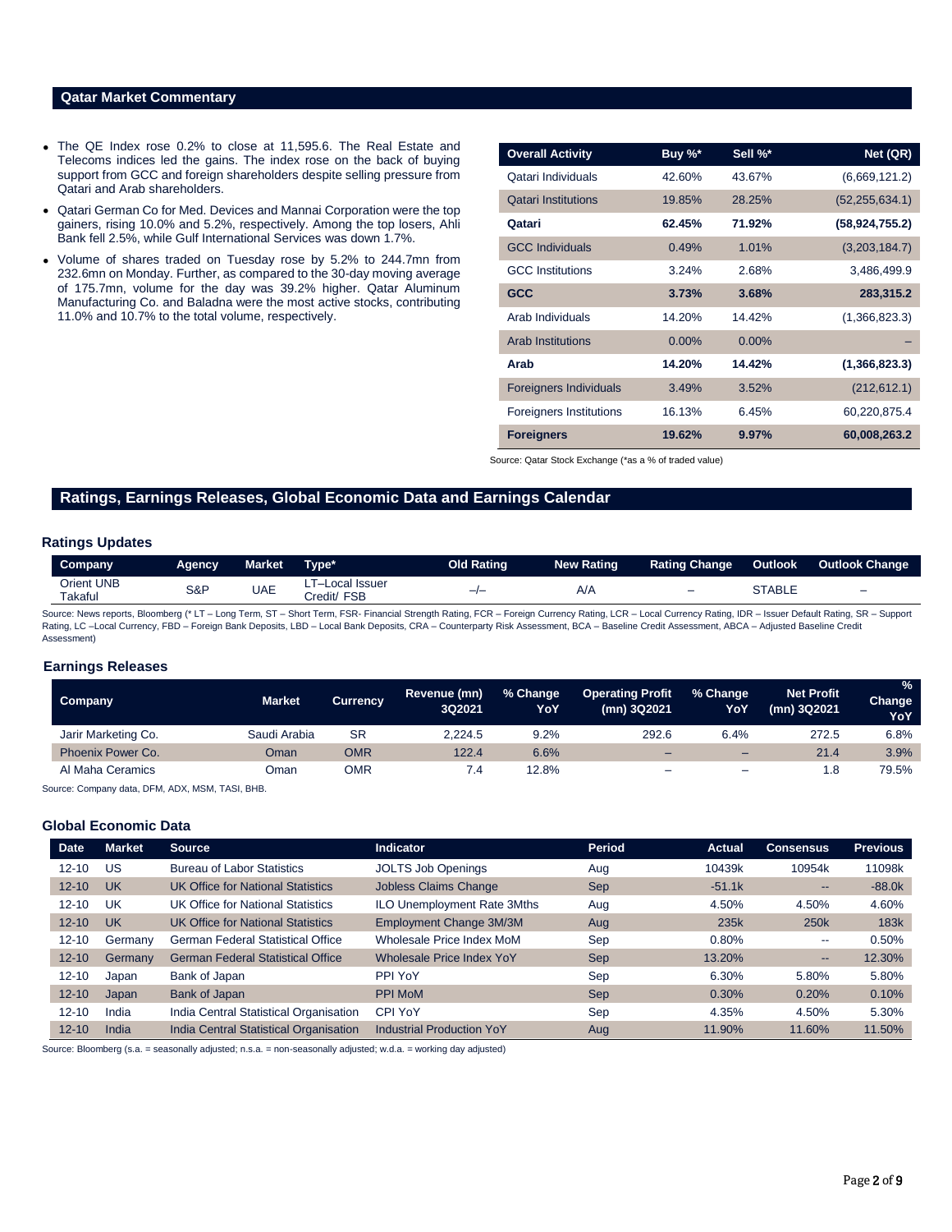## Qatar Market Commentary

- The QE Index rose 0.2% to close at 11,595.6. The Real Estate and Telecoms indices led the gains. The index rose on the back of buying support from GCC and foreign shareholders despite selling pressure from Qatari and Arab shareholders.
- Qatari German Co for Med. Devices and Mannai Corporation were the top gainers, rising 10.0% and 5.2%, respectively. Among the top losers, Ahli Bank fell 2.5%, while Gulf International Services was down 1.7%.
- Volume of shares traded on Tuesday rose by 5.2% to 244.7mn from 232.6mn on Monday. Further, as compared to the 30-day moving average of 175.7mn, volume for the day was 39.2% higher. Qatar Aluminum Manufacturing Co. and Baladna were the most active stocks, contributing 11.0% and 10.7% to the total volume, respectively.

| Overall Activity | Buy %* | Sell %* | Net (QR) |
|---|---|---|---|
| Qatari Individuals | 42.60% | 43.67% | (6,669,121.2) |
| Qatari Institutions | 19.85% | 28.25% | (52,255,634.1) |
| **Qatari** | **62.45%** | **71.92%** | **(58,924,755.2)** |
| GCC Individuals | 0.49% | 1.01% | (3,203,184.7) |
| GCC Institutions | 3.24% | 2.68% | 3,486,499.9 |
| **GCC** | **3.73%** | **3.68%** | **283,315.2** |
| Arab Individuals | 14.20% | 14.42% | (1,366,823.3) |
| Arab Institutions | 0.00% | 0.00% | – |
| **Arab** | **14.20%** | **14.42%** | **(1,366,823.3)** |
| Foreigners Individuals | 3.49% | 3.52% | (212,612.1) |
| Foreigners Institutions | 16.13% | 6.45% | 60,220,875.4 |
| **Foreigners** | **19.62%** | **9.97%** | **60,008,263.2** |

Source: Qatar Stock Exchange (*as a % of traded value)

## Ratings, Earnings Releases, Global Economic Data and Earnings Calendar

### Ratings Updates

| Company | Agency | Market | Type* | Old Rating | New Rating | Rating Change | Outlook | Outlook Change |
|---|---|---|---|---|---|---|---|---|
| Orient UNB Takaful | S&P | UAE | LT–Local Issuer Credit/ FSB | –/– | A/A | – | STABLE | – |

Source: News reports, Bloomberg (* LT – Long Term, ST – Short Term, FSR- Financial Strength Rating, FCR – Foreign Currency Rating, LCR – Local Currency Rating, IDR – Issuer Default Rating, SR – Support Rating, LC –Local Currency, FBD – Foreign Bank Deposits, LBD – Local Bank Deposits, CRA – Counterparty Risk Assessment, BCA – Baseline Credit Assessment, ABCA – Adjusted Baseline Credit Assessment)

### Earnings Releases

| Company | Market | Currency | Revenue (mn) 3Q2021 | % Change YoY | Operating Profit (mn) 3Q2021 | % Change YoY | Net Profit (mn) 3Q2021 | % Change YoY |
|---|---|---|---|---|---|---|---|---|
| Jarir Marketing Co. | Saudi Arabia | SR | 2,224.5 | 9.2% | 292.6 | 6.4% | 272.5 | 6.8% |
| Phoenix Power Co. | Oman | OMR | 122.4 | 6.6% | – | – | 21.4 | 3.9% |
| Al Maha Ceramics | Oman | OMR | 7.4 | 12.8% | – | – | 1.8 | 79.5% |

Source: Company data, DFM, ADX, MSM, TASI, BHB.

### Global Economic Data

| Date | Market | Source | Indicator | Period | Actual | Consensus | Previous |
|---|---|---|---|---|---|---|---|
| 12-10 | US | Bureau of Labor Statistics | JOLTS Job Openings | Aug | 10439k | 10954k | 11098k |
| 12-10 | UK | UK Office for National Statistics | Jobless Claims Change | Sep | -51.1k | -- | -88.0k |
| 12-10 | UK | UK Office for National Statistics | ILO Unemployment Rate 3Mths | Aug | 4.50% | 4.50% | 4.60% |
| 12-10 | UK | UK Office for National Statistics | Employment Change 3M/3M | Aug | 235k | 250k | 183k |
| 12-10 | Germany | German Federal Statistical Office | Wholesale Price Index MoM | Sep | 0.80% | -- | 0.50% |
| 12-10 | Germany | German Federal Statistical Office | Wholesale Price Index YoY | Sep | 13.20% | -- | 12.30% |
| 12-10 | Japan | Bank of Japan | PPI YoY | Sep | 6.30% | 5.80% | 5.80% |
| 12-10 | Japan | Bank of Japan | PPI MoM | Sep | 0.30% | 0.20% | 0.10% |
| 12-10 | India | India Central Statistical Organisation | CPI YoY | Sep | 4.35% | 4.50% | 5.30% |
| 12-10 | India | India Central Statistical Organisation | Industrial Production YoY | Aug | 11.90% | 11.60% | 11.50% |

Source: Bloomberg (s.a. = seasonally adjusted; n.s.a. = non-seasonally adjusted; w.d.a. = working day adjusted)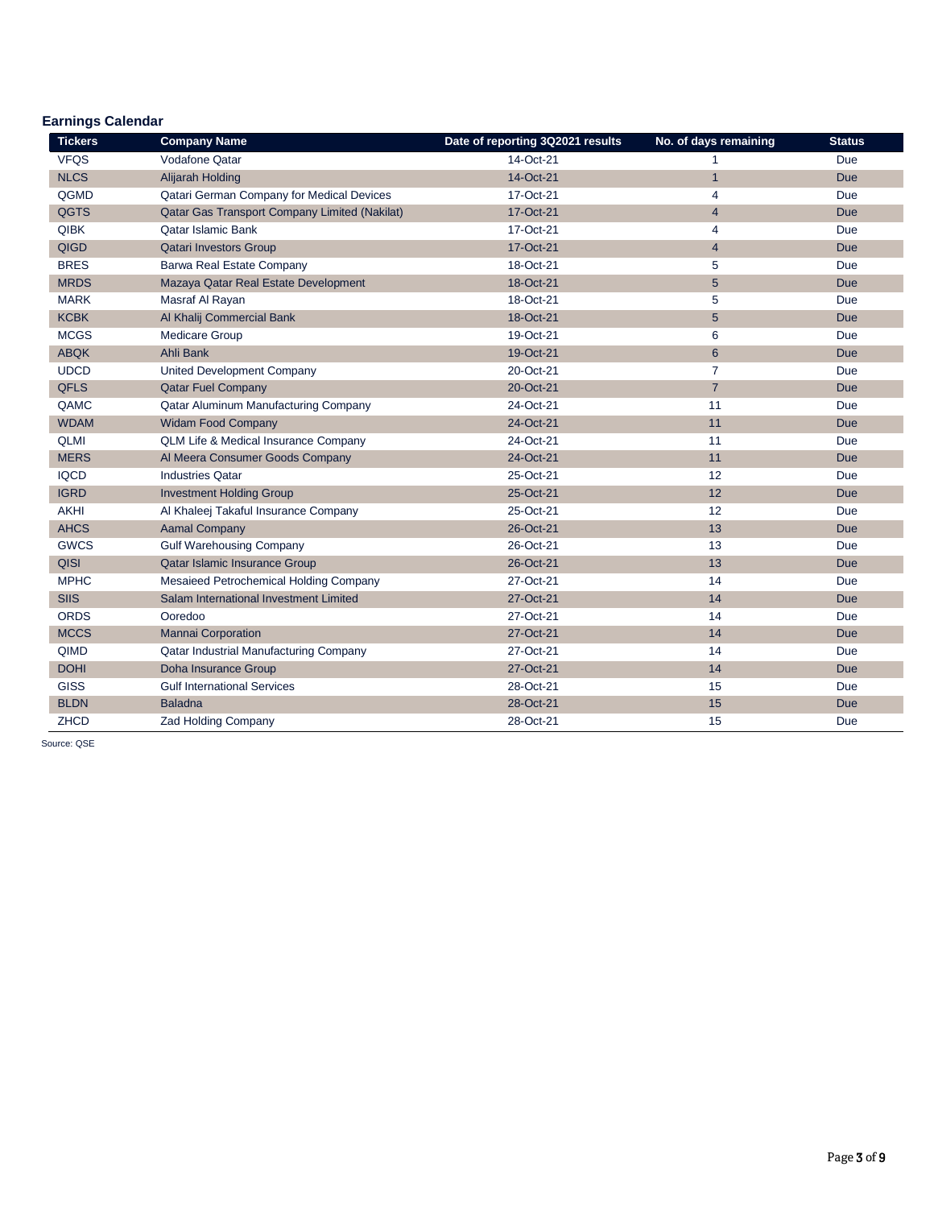### Earnings Calendar

| Tickers | Company Name | Date of reporting 3Q2021 results | No. of days remaining | Status |
|---|---|---|---|---|
| VFQS | Vodafone Qatar | 14-Oct-21 | 1 | Due |
| NLCS | Alijarah Holding | 14-Oct-21 | 1 | Due |
| QGMD | Qatari German Company for Medical Devices | 17-Oct-21 | 4 | Due |
| QGTS | Qatar Gas Transport Company Limited (Nakilat) | 17-Oct-21 | 4 | Due |
| QIBK | Qatar Islamic Bank | 17-Oct-21 | 4 | Due |
| QIGD | Qatari Investors Group | 17-Oct-21 | 4 | Due |
| BRES | Barwa Real Estate Company | 18-Oct-21 | 5 | Due |
| MRDS | Mazaya Qatar Real Estate Development | 18-Oct-21 | 5 | Due |
| MARK | Masraf Al Rayan | 18-Oct-21 | 5 | Due |
| KCBK | Al Khalij Commercial Bank | 18-Oct-21 | 5 | Due |
| MCGS | Medicare Group | 19-Oct-21 | 6 | Due |
| ABQK | Ahli Bank | 19-Oct-21 | 6 | Due |
| UDCD | United Development Company | 20-Oct-21 | 7 | Due |
| QFLS | Qatar Fuel Company | 20-Oct-21 | 7 | Due |
| QAMC | Qatar Aluminum Manufacturing Company | 24-Oct-21 | 11 | Due |
| WDAM | Widam Food Company | 24-Oct-21 | 11 | Due |
| QLMI | QLM Life & Medical Insurance Company | 24-Oct-21 | 11 | Due |
| MERS | Al Meera Consumer Goods Company | 24-Oct-21 | 11 | Due |
| IQCD | Industries Qatar | 25-Oct-21 | 12 | Due |
| IGRD | Investment Holding Group | 25-Oct-21 | 12 | Due |
| AKHI | Al Khaleej Takaful Insurance Company | 25-Oct-21 | 12 | Due |
| AHCS | Aamal Company | 26-Oct-21 | 13 | Due |
| GWCS | Gulf Warehousing Company | 26-Oct-21 | 13 | Due |
| QISI | Qatar Islamic Insurance Group | 26-Oct-21 | 13 | Due |
| MPHC | Mesaieed Petrochemical Holding Company | 27-Oct-21 | 14 | Due |
| SIIS | Salam International Investment Limited | 27-Oct-21 | 14 | Due |
| ORDS | Ooredoo | 27-Oct-21 | 14 | Due |
| MCCS | Mannai Corporation | 27-Oct-21 | 14 | Due |
| QIMD | Qatar Industrial Manufacturing Company | 27-Oct-21 | 14 | Due |
| DOHI | Doha Insurance Group | 27-Oct-21 | 14 | Due |
| GISS | Gulf International Services | 28-Oct-21 | 15 | Due |
| BLDN | Baladna | 28-Oct-21 | 15 | Due |
| ZHCD | Zad Holding Company | 28-Oct-21 | 15 | Due |

Source: QSE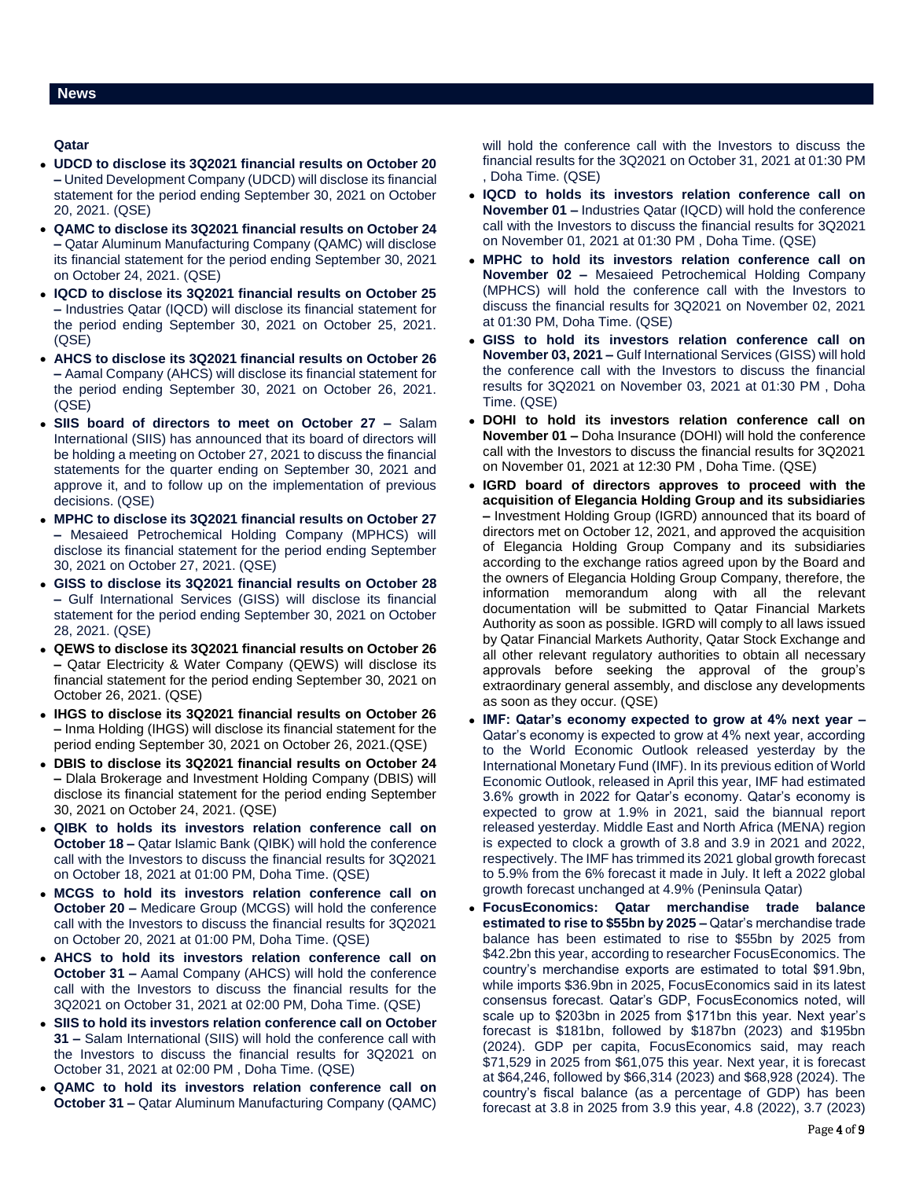## News

### Qatar

- **UDCD to disclose its 3Q2021 financial results on October 20 –** United Development Company (UDCD) will disclose its financial statement for the period ending September 30, 2021 on October 20, 2021. (QSE)
- **QAMC to disclose its 3Q2021 financial results on October 24 –** Qatar Aluminum Manufacturing Company (QAMC) will disclose its financial statement for the period ending September 30, 2021 on October 24, 2021. (QSE)
- **IQCD to disclose its 3Q2021 financial results on October 25 –** Industries Qatar (IQCD) will disclose its financial statement for the period ending September 30, 2021 on October 25, 2021. (QSE)
- **AHCS to disclose its 3Q2021 financial results on October 26 –** Aamal Company (AHCS) will disclose its financial statement for the period ending September 30, 2021 on October 26, 2021. (QSE)
- **SIIS board of directors to meet on October 27 –** Salam International (SIIS) has announced that its board of directors will be holding a meeting on October 27, 2021 to discuss the financial statements for the quarter ending on September 30, 2021 and approve it, and to follow up on the implementation of previous decisions. (QSE)
- **MPHC to disclose its 3Q2021 financial results on October 27 –** Mesaieed Petrochemical Holding Company (MPHCS) will disclose its financial statement for the period ending September 30, 2021 on October 27, 2021. (QSE)
- **GISS to disclose its 3Q2021 financial results on October 28 –** Gulf International Services (GISS) will disclose its financial statement for the period ending September 30, 2021 on October 28, 2021. (QSE)
- **QEWS to disclose its 3Q2021 financial results on October 26 –** Qatar Electricity & Water Company (QEWS) will disclose its financial statement for the period ending September 30, 2021 on October 26, 2021. (QSE)
- **IHGS to disclose its 3Q2021 financial results on October 26 –** Inma Holding (IHGS) will disclose its financial statement for the period ending September 30, 2021 on October 26, 2021.(QSE)
- **DBIS to disclose its 3Q2021 financial results on October 24 –** Dlala Brokerage and Investment Holding Company (DBIS) will disclose its financial statement for the period ending September 30, 2021 on October 24, 2021. (QSE)
- **QIBK to holds its investors relation conference call on October 18 –** Qatar Islamic Bank (QIBK) will hold the conference call with the Investors to discuss the financial results for 3Q2021 on October 18, 2021 at 01:00 PM, Doha Time. (QSE)
- **MCGS to hold its investors relation conference call on October 20 –** Medicare Group (MCGS) will hold the conference call with the Investors to discuss the financial results for 3Q2021 on October 20, 2021 at 01:00 PM, Doha Time. (QSE)
- **AHCS to hold its investors relation conference call on October 31 –** Aamal Company (AHCS) will hold the conference call with the Investors to discuss the financial results for the 3Q2021 on October 31, 2021 at 02:00 PM, Doha Time. (QSE)
- **SIIS to hold its investors relation conference call on October 31 –** Salam International (SIIS) will hold the conference call with the Investors to discuss the financial results for 3Q2021 on October 31, 2021 at 02:00 PM , Doha Time. (QSE)
- **QAMC to hold its investors relation conference call on October 31 –** Qatar Aluminum Manufacturing Company (QAMC) will hold the conference call with the Investors to discuss the financial results for the 3Q2021 on October 31, 2021 at 01:30 PM , Doha Time. (QSE)
- **IQCD to holds its investors relation conference call on November 01 –** Industries Qatar (IQCD) will hold the conference call with the Investors to discuss the financial results for 3Q2021 on November 01, 2021 at 01:30 PM , Doha Time. (QSE)
- **MPHC to hold its investors relation conference call on November 02 –** Mesaieed Petrochemical Holding Company (MPHCS) will hold the conference call with the Investors to discuss the financial results for 3Q2021 on November 02, 2021 at 01:30 PM, Doha Time. (QSE)
- **GISS to hold its investors relation conference call on November 03, 2021 –** Gulf International Services (GISS) will hold the conference call with the Investors to discuss the financial results for 3Q2021 on November 03, 2021 at 01:30 PM , Doha Time. (QSE)
- **DOHI to hold its investors relation conference call on November 01 –** Doha Insurance (DOHI) will hold the conference call with the Investors to discuss the financial results for 3Q2021 on November 01, 2021 at 12:30 PM , Doha Time. (QSE)
- **IGRD board of directors approves to proceed with the acquisition of Elegancia Holding Group and its subsidiaries –** Investment Holding Group (IGRD) announced that its board of directors met on October 12, 2021, and approved the acquisition of Elegancia Holding Group Company and its subsidiaries according to the exchange ratios agreed upon by the Board and the owners of Elegancia Holding Group Company, therefore, the information memorandum along with all the relevant documentation will be submitted to Qatar Financial Markets Authority as soon as possible. IGRD will comply to all laws issued by Qatar Financial Markets Authority, Qatar Stock Exchange and all other relevant regulatory authorities to obtain all necessary approvals before seeking the approval of the group's extraordinary general assembly, and disclose any developments as soon as they occur. (QSE)
- **IMF: Qatar's economy expected to grow at 4% next year –** Qatar's economy is expected to grow at 4% next year, according to the World Economic Outlook released yesterday by the International Monetary Fund (IMF). In its previous edition of World Economic Outlook, released in April this year, IMF had estimated 3.6% growth in 2022 for Qatar's economy. Qatar's economy is expected to grow at 1.9% in 2021, said the biannual report released yesterday. Middle East and North Africa (MENA) region is expected to clock a growth of 3.8 and 3.9 in 2021 and 2022, respectively. The IMF has trimmed its 2021 global growth forecast to 5.9% from the 6% forecast it made in July. It left a 2022 global growth forecast unchanged at 4.9% (Peninsula Qatar)
- **FocusEconomics: Qatar merchandise trade balance estimated to rise to \$55bn by 2025 –** Qatar's merchandise trade balance has been estimated to rise to \$55bn by 2025 from \$42.2bn this year, according to researcher FocusEconomics. The country's merchandise exports are estimated to total \$91.9bn, while imports \$36.9bn in 2025, FocusEconomics said in its latest consensus forecast. Qatar's GDP, FocusEconomics noted, will scale up to \$203bn in 2025 from \$171bn this year. Next year's forecast is \$181bn, followed by \$187bn (2023) and \$195bn (2024). GDP per capita, FocusEconomics said, may reach \$71,529 in 2025 from \$61,075 this year. Next year, it is forecast at \$64,246, followed by \$66,314 (2023) and \$68,928 (2024). The country's fiscal balance (as a percentage of GDP) has been forecast at 3.8 in 2025 from 3.9 this year, 4.8 (2022), 3.7 (2023)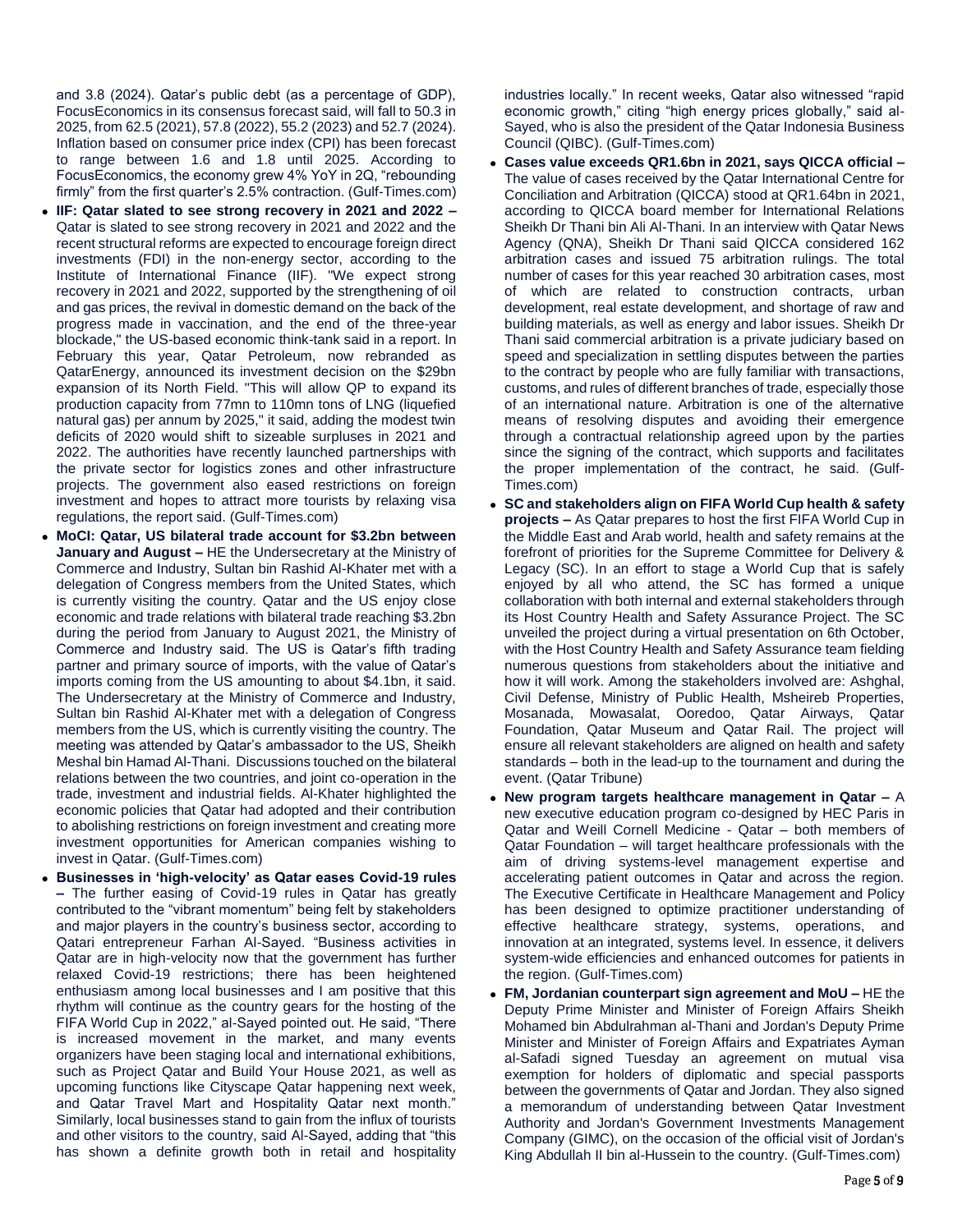and 3.8 (2024). Qatar's public debt (as a percentage of GDP), FocusEconomics in its consensus forecast said, will fall to 50.3 in 2025, from 62.5 (2021), 57.8 (2022), 55.2 (2023) and 52.7 (2024). Inflation based on consumer price index (CPI) has been forecast to range between 1.6 and 1.8 until 2025. According to FocusEconomics, the economy grew 4% YoY in 2Q, "rebounding firmly" from the first quarter's 2.5% contraction. (Gulf-Times.com)

- **IIF: Qatar slated to see strong recovery in 2021 and 2022 –** Qatar is slated to see strong recovery in 2021 and 2022 and the recent structural reforms are expected to encourage foreign direct investments (FDI) in the non-energy sector, according to the Institute of International Finance (IIF). "We expect strong recovery in 2021 and 2022, supported by the strengthening of oil and gas prices, the revival in domestic demand on the back of the progress made in vaccination, and the end of the three-year blockade," the US-based economic think-tank said in a report. In February this year, Qatar Petroleum, now rebranded as QatarEnergy, announced its investment decision on the $29bn expansion of its North Field. "This will allow QP to expand its production capacity from 77mn to 110mn tons of LNG (liquefied natural gas) per annum by 2025," it said, adding the modest twin deficits of 2020 would shift to sizeable surpluses in 2021 and 2022. The authorities have recently launched partnerships with the private sector for logistics zones and other infrastructure projects. The government also eased restrictions on foreign investment and hopes to attract more tourists by relaxing visa regulations, the report said. (Gulf-Times.com)
- **MoCI: Qatar, US bilateral trade account for $3.2bn between January and August –** HE the Undersecretary at the Ministry of Commerce and Industry, Sultan bin Rashid Al-Khater met with a delegation of Congress members from the United States, which is currently visiting the country. Qatar and the US enjoy close economic and trade relations with bilateral trade reaching $3.2bn during the period from January to August 2021, the Ministry of Commerce and Industry said. The US is Qatar's fifth trading partner and primary source of imports, with the value of Qatar's imports coming from the US amounting to about $4.1bn, it said. The Undersecretary at the Ministry of Commerce and Industry, Sultan bin Rashid Al-Khater met with a delegation of Congress members from the US, which is currently visiting the country. The meeting was attended by Qatar's ambassador to the US, Sheikh Meshal bin Hamad Al-Thani. Discussions touched on the bilateral relations between the two countries, and joint co-operation in the trade, investment and industrial fields. Al-Khater highlighted the economic policies that Qatar had adopted and their contribution to abolishing restrictions on foreign investment and creating more investment opportunities for American companies wishing to invest in Qatar. (Gulf-Times.com)
- **Businesses in 'high-velocity' as Qatar eases Covid-19 rules –** The further easing of Covid-19 rules in Qatar has greatly contributed to the "vibrant momentum" being felt by stakeholders and major players in the country's business sector, according to Qatari entrepreneur Farhan Al-Sayed. "Business activities in Qatar are in high-velocity now that the government has further relaxed Covid-19 restrictions; there has been heightened enthusiasm among local businesses and I am positive that this rhythm will continue as the country gears for the hosting of the FIFA World Cup in 2022," al-Sayed pointed out. He said, "There is increased movement in the market, and many events organizers have been staging local and international exhibitions, such as Project Qatar and Build Your House 2021, as well as upcoming functions like Cityscape Qatar happening next week, and Qatar Travel Mart and Hospitality Qatar next month." Similarly, local businesses stand to gain from the influx of tourists and other visitors to the country, said Al-Sayed, adding that "this has shown a definite growth both in retail and hospitality industries locally." In recent weeks, Qatar also witnessed "rapid economic growth," citing "high energy prices globally," said al-Sayed, who is also the president of the Qatar Indonesia Business Council (QIBC). (Gulf-Times.com)
- **Cases value exceeds QR1.6bn in 2021, says QICCA official –** The value of cases received by the Qatar International Centre for Conciliation and Arbitration (QICCA) stood at QR1.64bn in 2021, according to QICCA board member for International Relations Sheikh Dr Thani bin Ali Al-Thani. In an interview with Qatar News Agency (QNA), Sheikh Dr Thani said QICCA considered 162 arbitration cases and issued 75 arbitration rulings. The total number of cases for this year reached 30 arbitration cases, most of which are related to construction contracts, urban development, real estate development, and shortage of raw and building materials, as well as energy and labor issues. Sheikh Dr Thani said commercial arbitration is a private judiciary based on speed and specialization in settling disputes between the parties to the contract by people who are fully familiar with transactions, customs, and rules of different branches of trade, especially those of an international nature. Arbitration is one of the alternative means of resolving disputes and avoiding their emergence through a contractual relationship agreed upon by the parties since the signing of the contract, which supports and facilitates the proper implementation of the contract, he said. (Gulf-Times.com)
- **SC and stakeholders align on FIFA World Cup health & safety projects –** As Qatar prepares to host the first FIFA World Cup in the Middle East and Arab world, health and safety remains at the forefront of priorities for the Supreme Committee for Delivery & Legacy (SC). In an effort to stage a World Cup that is safely enjoyed by all who attend, the SC has formed a unique collaboration with both internal and external stakeholders through its Host Country Health and Safety Assurance Project. The SC unveiled the project during a virtual presentation on 6th October, with the Host Country Health and Safety Assurance team fielding numerous questions from stakeholders about the initiative and how it will work. Among the stakeholders involved are: Ashghal, Civil Defense, Ministry of Public Health, Msheireb Properties, Mosanada, Mowasalat, Ooredoo, Qatar Airways, Qatar Foundation, Qatar Museum and Qatar Rail. The project will ensure all relevant stakeholders are aligned on health and safety standards – both in the lead-up to the tournament and during the event. (Qatar Tribune)
- **New program targets healthcare management in Qatar –** A new executive education program co-designed by HEC Paris in Qatar and Weill Cornell Medicine - Qatar – both members of Qatar Foundation – will target healthcare professionals with the aim of driving systems-level management expertise and accelerating patient outcomes in Qatar and across the region. The Executive Certificate in Healthcare Management and Policy has been designed to optimize practitioner understanding of effective healthcare strategy, systems, operations, and innovation at an integrated, systems level. In essence, it delivers system-wide efficiencies and enhanced outcomes for patients in the region. (Gulf-Times.com)
- **FM, Jordanian counterpart sign agreement and MoU –** HE the Deputy Prime Minister and Minister of Foreign Affairs Sheikh Mohamed bin Abdulrahman al-Thani and Jordan's Deputy Prime Minister and Minister of Foreign Affairs and Expatriates Ayman al-Safadi signed Tuesday an agreement on mutual visa exemption for holders of diplomatic and special passports between the governments of Qatar and Jordan. They also signed a memorandum of understanding between Qatar Investment Authority and Jordan's Government Investments Management Company (GIMC), on the occasion of the official visit of Jordan's King Abdullah II bin al-Hussein to the country. (Gulf-Times.com)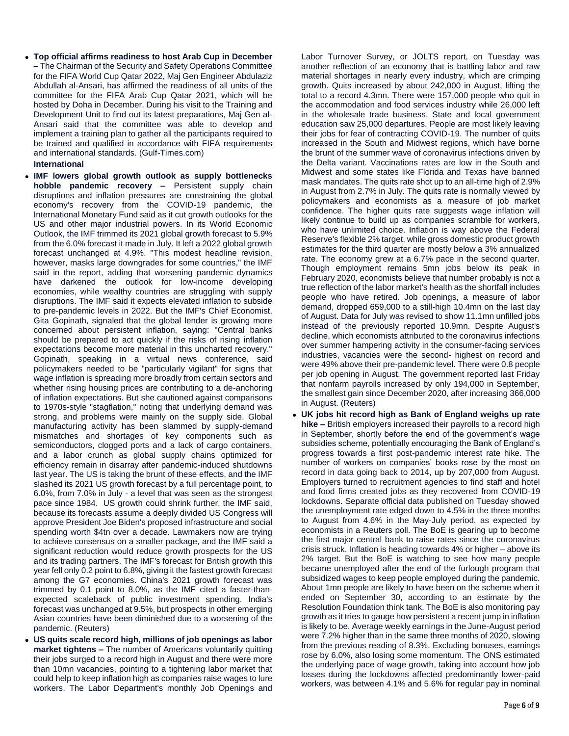- **Top official affirms readiness to host Arab Cup in December –** The Chairman of the Security and Safety Operations Committee for the FIFA World Cup Qatar 2022, Maj Gen Engineer Abdulaziz Abdullah al-Ansari, has affirmed the readiness of all units of the committee for the FIFA Arab Cup Qatar 2021, which will be hosted by Doha in December. During his visit to the Training and Development Unit to find out its latest preparations, Maj Gen al-Ansari said that the committee was able to develop and implement a training plan to gather all the participants required to be trained and qualified in accordance with FIFA requirements and international standards. (Gulf-Times.com)

**International**

- **IMF lowers global growth outlook as supply bottlenecks hobble pandemic recovery –** Persistent supply chain disruptions and inflation pressures are constraining the global economy's recovery from the COVID-19 pandemic, the International Monetary Fund said as it cut growth outlooks for the US and other major industrial powers. In its World Economic Outlook, the IMF trimmed its 2021 global growth forecast to 5.9% from the 6.0% forecast it made in July. It left a 2022 global growth forecast unchanged at 4.9%. "This modest headline revision, however, masks large downgrades for some countries," the IMF said in the report, adding that worsening pandemic dynamics have darkened the outlook for low-income developing economies, while wealthy countries are struggling with supply disruptions. The IMF said it expects elevated inflation to subside to pre-pandemic levels in 2022. But the IMF's Chief Economist, Gita Gopinath, signaled that the global lender is growing more concerned about persistent inflation, saying: "Central banks should be prepared to act quickly if the risks of rising inflation expectations become more material in this uncharted recovery." Gopinath, speaking in a virtual news conference, said policymakers needed to be "particularly vigilant" for signs that wage inflation is spreading more broadly from certain sectors and whether rising housing prices are contributing to a de-anchoring of inflation expectations. But she cautioned against comparisons to 1970s-style "stagflation," noting that underlying demand was strong, and problems were mainly on the supply side. Global manufacturing activity has been slammed by supply-demand mismatches and shortages of key components such as semiconductors, clogged ports and a lack of cargo containers, and a labor crunch as global supply chains optimized for efficiency remain in disarray after pandemic-induced shutdowns last year. The US is taking the brunt of these effects, and the IMF slashed its 2021 US growth forecast by a full percentage point, to 6.0%, from 7.0% in July - a level that was seen as the strongest pace since 1984. US growth could shrink further, the IMF said, because its forecasts assume a deeply divided US Congress will approve President Joe Biden's proposed infrastructure and social spending worth $4tn over a decade. Lawmakers now are trying to achieve consensus on a smaller package, and the IMF said a significant reduction would reduce growth prospects for the US and its trading partners. The IMF's forecast for British growth this year fell only 0.2 point to 6.8%, giving it the fastest growth forecast among the G7 economies. China's 2021 growth forecast was trimmed by 0.1 point to 8.0%, as the IMF cited a faster-than-expected scaleback of public investment spending. India's forecast was unchanged at 9.5%, but prospects in other emerging Asian countries have been diminished due to a worsening of the pandemic. (Reuters)
- **US quits scale record high, millions of job openings as labor market tightens –** The number of Americans voluntarily quitting their jobs surged to a record high in August and there were more than 10mn vacancies, pointing to a tightening labor market that could help to keep inflation high as companies raise wages to lure workers. The Labor Department's monthly Job Openings and Labor Turnover Survey, or JOLTS report, on Tuesday was another reflection of an economy that is battling labor and raw material shortages in nearly every industry, which are crimping growth. Quits increased by about 242,000 in August, lifting the total to a record 4.3mn. There were 157,000 people who quit in the accommodation and food services industry while 26,000 left in the wholesale trade business. State and local government education saw 25,000 departures. People are most likely leaving their jobs for fear of contracting COVID-19. The number of quits increased in the South and Midwest regions, which have borne the brunt of the summer wave of coronavirus infections driven by the Delta variant. Vaccinations rates are low in the South and Midwest and some states like Florida and Texas have banned mask mandates. The quits rate shot up to an all-time high of 2.9% in August from 2.7% in July. The quits rate is normally viewed by policymakers and economists as a measure of job market confidence. The higher quits rate suggests wage inflation will likely continue to build up as companies scramble for workers, who have unlimited choice. Inflation is way above the Federal Reserve's flexible 2% target, while gross domestic product growth estimates for the third quarter are mostly below a 3% annualized rate. The economy grew at a 6.7% pace in the second quarter. Though employment remains 5mn jobs below its peak in February 2020, economists believe that number probably is not a true reflection of the labor market's health as the shortfall includes people who have retired. Job openings, a measure of labor demand, dropped 659,000 to a still-high 10.4mn on the last day of August. Data for July was revised to show 11.1mn unfilled jobs instead of the previously reported 10.9mn. Despite August's decline, which economists attributed to the coronavirus infections over summer hampering activity in the consumer-facing services industries, vacancies were the second- highest on record and were 49% above their pre-pandemic level. There were 0.8 people per job opening in August. The government reported last Friday that nonfarm payrolls increased by only 194,000 in September, the smallest gain since December 2020, after increasing 366,000 in August. (Reuters)
- **UK jobs hit record high as Bank of England weighs up rate hike –** British employers increased their payrolls to a record high in September, shortly before the end of the government's wage subsidies scheme, potentially encouraging the Bank of England's progress towards a first post-pandemic interest rate hike. The number of workers on companies' books rose by the most on record in data going back to 2014, up by 207,000 from August. Employers turned to recruitment agencies to find staff and hotel and food firms created jobs as they recovered from COVID-19 lockdowns. Separate official data published on Tuesday showed the unemployment rate edged down to 4.5% in the three months to August from 4.6% in the May-July period, as expected by economists in a Reuters poll. The BoE is gearing up to become the first major central bank to raise rates since the coronavirus crisis struck. Inflation is heading towards 4% or higher – above its 2% target. But the BoE is watching to see how many people became unemployed after the end of the furlough program that subsidized wages to keep people employed during the pandemic. About 1mn people are likely to have been on the scheme when it ended on September 30, according to an estimate by the Resolution Foundation think tank. The BoE is also monitoring pay growth as it tries to gauge how persistent a recent jump in inflation is likely to be. Average weekly earnings in the June-August period were 7.2% higher than in the same three months of 2020, slowing from the previous reading of 8.3%. Excluding bonuses, earnings rose by 6.0%, also losing some momentum. The ONS estimated the underlying pace of wage growth, taking into account how job losses during the lockdowns affected predominantly lower-paid workers, was between 4.1% and 5.6% for regular pay in nominal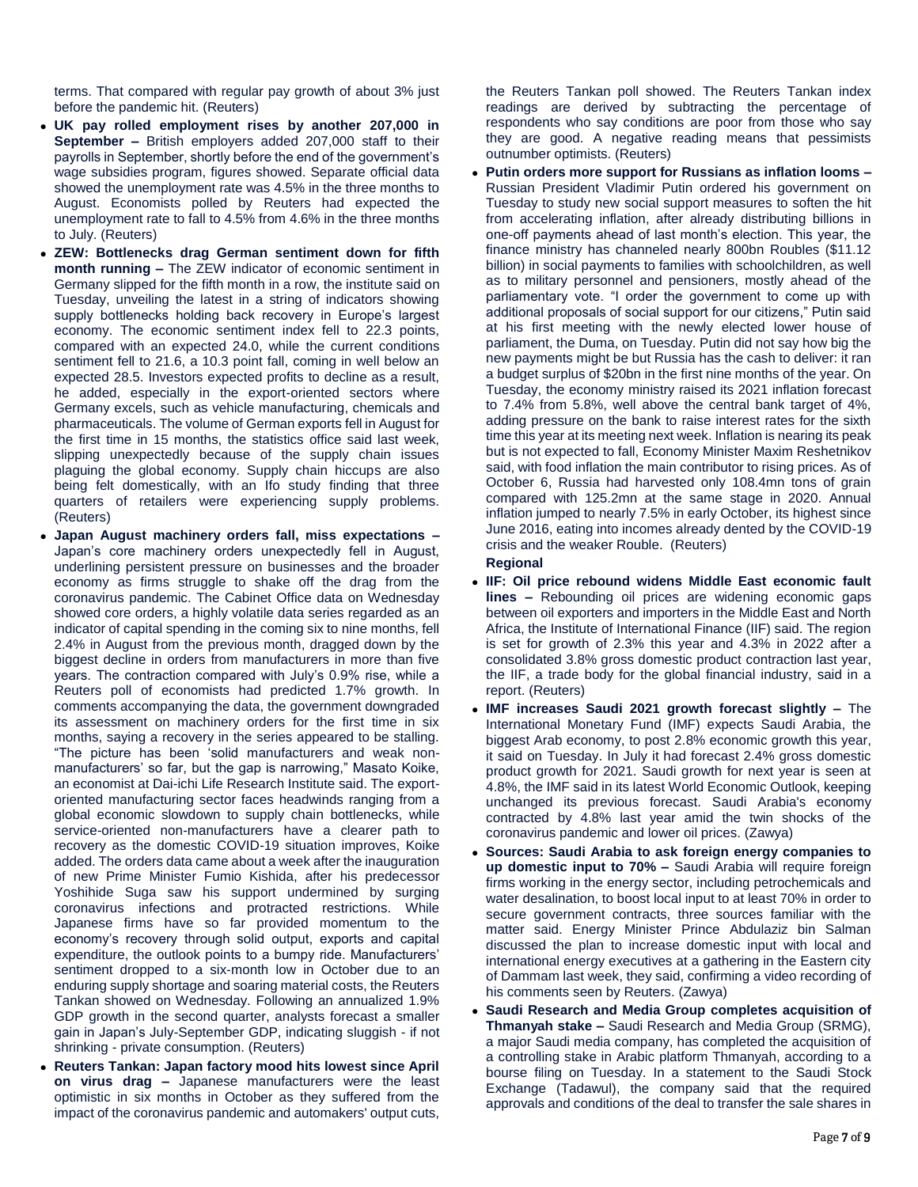terms. That compared with regular pay growth of about 3% just before the pandemic hit. (Reuters)

- **UK pay rolled employment rises by another 207,000 in September –** British employers added 207,000 staff to their payrolls in September, shortly before the end of the government's wage subsidies program, figures showed. Separate official data showed the unemployment rate was 4.5% in the three months to August. Economists polled by Reuters had expected the unemployment rate to fall to 4.5% from 4.6% in the three months to July. (Reuters)
- **ZEW: Bottlenecks drag German sentiment down for fifth month running –** The ZEW indicator of economic sentiment in Germany slipped for the fifth month in a row, the institute said on Tuesday, unveiling the latest in a string of indicators showing supply bottlenecks holding back recovery in Europe's largest economy. The economic sentiment index fell to 22.3 points, compared with an expected 24.0, while the current conditions sentiment fell to 21.6, a 10.3 point fall, coming in well below an expected 28.5. Investors expected profits to decline as a result, he added, especially in the export-oriented sectors where Germany excels, such as vehicle manufacturing, chemicals and pharmaceuticals. The volume of German exports fell in August for the first time in 15 months, the statistics office said last week, slipping unexpectedly because of the supply chain issues plaguing the global economy. Supply chain hiccups are also being felt domestically, with an Ifo study finding that three quarters of retailers were experiencing supply problems. (Reuters)
- **Japan August machinery orders fall, miss expectations –** Japan's core machinery orders unexpectedly fell in August, underlining persistent pressure on businesses and the broader economy as firms struggle to shake off the drag from the coronavirus pandemic. The Cabinet Office data on Wednesday showed core orders, a highly volatile data series regarded as an indicator of capital spending in the coming six to nine months, fell 2.4% in August from the previous month, dragged down by the biggest decline in orders from manufacturers in more than five years. The contraction compared with July's 0.9% rise, while a Reuters poll of economists had predicted 1.7% growth. In comments accompanying the data, the government downgraded its assessment on machinery orders for the first time in six months, saying a recovery in the series appeared to be stalling. "The picture has been 'solid manufacturers and weak non-manufacturers' so far, but the gap is narrowing," Masato Koike, an economist at Dai-ichi Life Research Institute said. The export-oriented manufacturing sector faces headwinds ranging from a global economic slowdown to supply chain bottlenecks, while service-oriented non-manufacturers have a clearer path to recovery as the domestic COVID-19 situation improves, Koike added. The orders data came about a week after the inauguration of new Prime Minister Fumio Kishida, after his predecessor Yoshihide Suga saw his support undermined by surging coronavirus infections and protracted restrictions. While Japanese firms have so far provided momentum to the economy's recovery through solid output, exports and capital expenditure, the outlook points to a bumpy ride. Manufacturers' sentiment dropped to a six-month low in October due to an enduring supply shortage and soaring material costs, the Reuters Tankan showed on Wednesday. Following an annualized 1.9% GDP growth in the second quarter, analysts forecast a smaller gain in Japan's July-September GDP, indicating sluggish - if not shrinking - private consumption. (Reuters)
- **Reuters Tankan: Japan factory mood hits lowest since April on virus drag –** Japanese manufacturers were the least optimistic in six months in October as they suffered from the impact of the coronavirus pandemic and automakers' output cuts, the Reuters Tankan poll showed. The Reuters Tankan index readings are derived by subtracting the percentage of respondents who say conditions are poor from those who say they are good. A negative reading means that pessimists outnumber optimists. (Reuters)
- **Putin orders more support for Russians as inflation looms –** Russian President Vladimir Putin ordered his government on Tuesday to study new social support measures to soften the hit from accelerating inflation, after already distributing billions in one-off payments ahead of last month's election. This year, the finance ministry has channeled nearly 800bn Roubles ($11.12 billion) in social payments to families with schoolchildren, as well as to military personnel and pensioners, mostly ahead of the parliamentary vote. "I order the government to come up with additional proposals of social support for our citizens," Putin said at his first meeting with the newly elected lower house of parliament, the Duma, on Tuesday. Putin did not say how big the new payments might be but Russia has the cash to deliver: it ran a budget surplus of $20bn in the first nine months of the year. On Tuesday, the economy ministry raised its 2021 inflation forecast to 7.4% from 5.8%, well above the central bank target of 4%, adding pressure on the bank to raise interest rates for the sixth time this year at its meeting next week. Inflation is nearing its peak but is not expected to fall, Economy Minister Maxim Reshetnikov said, with food inflation the main contributor to rising prices. As of October 6, Russia had harvested only 108.4mn tons of grain compared with 125.2mn at the same stage in 2020. Annual inflation jumped to nearly 7.5% in early October, its highest since June 2016, eating into incomes already dented by the COVID-19 crisis and the weaker Rouble. (Reuters)

**Regional**

- **IIF: Oil price rebound widens Middle East economic fault lines –** Rebounding oil prices are widening economic gaps between oil exporters and importers in the Middle East and North Africa, the Institute of International Finance (IIF) said. The region is set for growth of 2.3% this year and 4.3% in 2022 after a consolidated 3.8% gross domestic product contraction last year, the IIF, a trade body for the global financial industry, said in a report. (Reuters)
- **IMF increases Saudi 2021 growth forecast slightly –** The International Monetary Fund (IMF) expects Saudi Arabia, the biggest Arab economy, to post 2.8% economic growth this year, it said on Tuesday. In July it had forecast 2.4% gross domestic product growth for 2021. Saudi growth for next year is seen at 4.8%, the IMF said in its latest World Economic Outlook, keeping unchanged its previous forecast. Saudi Arabia's economy contracted by 4.8% last year amid the twin shocks of the coronavirus pandemic and lower oil prices. (Zawya)
- **Sources: Saudi Arabia to ask foreign energy companies to up domestic input to 70% –** Saudi Arabia will require foreign firms working in the energy sector, including petrochemicals and water desalination, to boost local input to at least 70% in order to secure government contracts, three sources familiar with the matter said. Energy Minister Prince Abdulaziz bin Salman discussed the plan to increase domestic input with local and international energy executives at a gathering in the Eastern city of Dammam last week, they said, confirming a video recording of his comments seen by Reuters. (Zawya)
- **Saudi Research and Media Group completes acquisition of Thmanyah stake –** Saudi Research and Media Group (SRMG), a major Saudi media company, has completed the acquisition of a controlling stake in Arabic platform Thmanyah, according to a bourse filing on Tuesday. In a statement to the Saudi Stock Exchange (Tadawul), the company said that the required approvals and conditions of the deal to transfer the sale shares in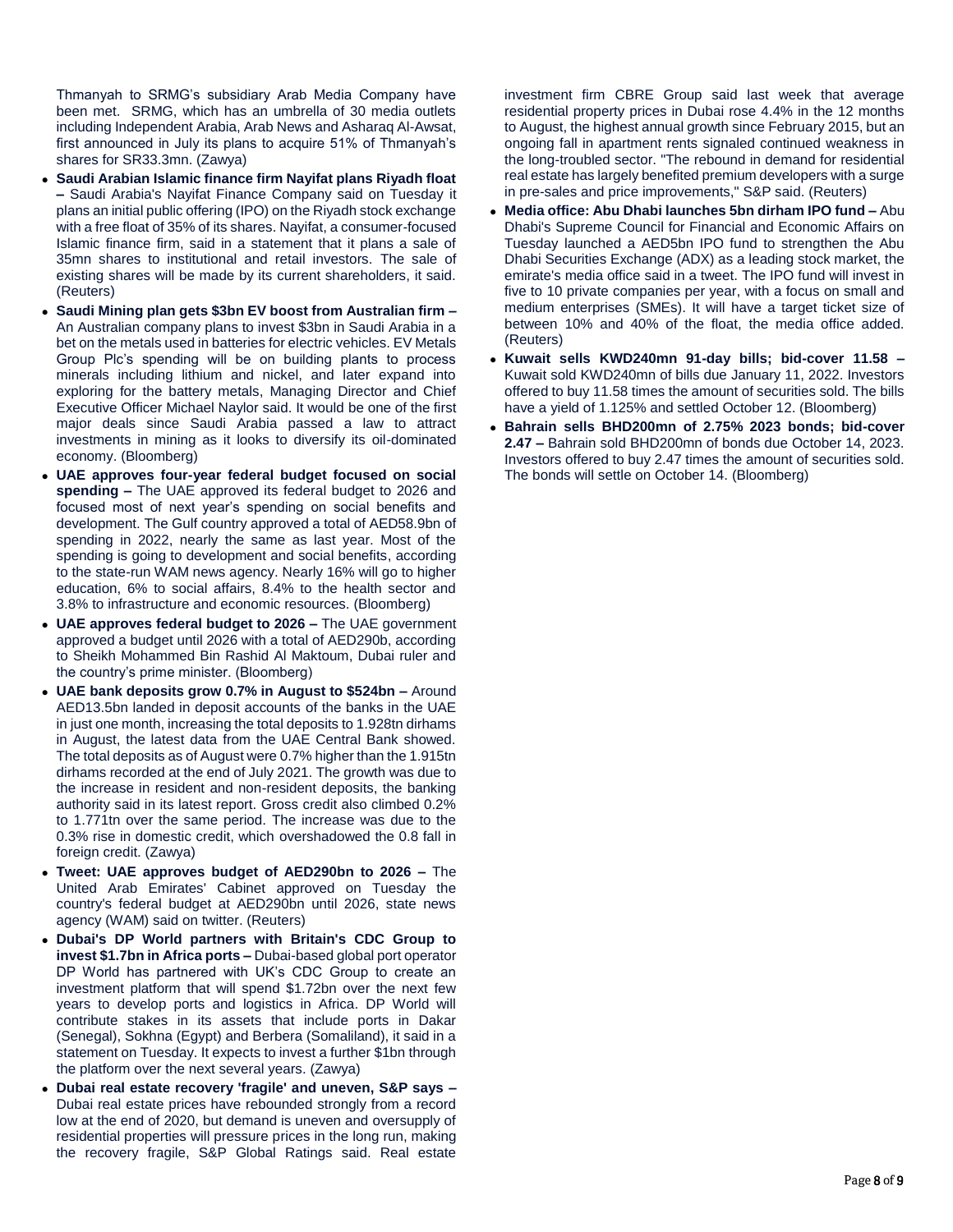Thmanyah to SRMG's subsidiary Arab Media Company have been met. SRMG, which has an umbrella of 30 media outlets including Independent Arabia, Arab News and Asharaq Al-Awsat, first announced in July its plans to acquire 51% of Thmanyah's shares for SR33.3mn. (Zawya)

- **Saudi Arabian Islamic finance firm Nayifat plans Riyadh float –** Saudi Arabia's Nayifat Finance Company said on Tuesday it plans an initial public offering (IPO) on the Riyadh stock exchange with a free float of 35% of its shares. Nayifat, a consumer-focused Islamic finance firm, said in a statement that it plans a sale of 35mn shares to institutional and retail investors. The sale of existing shares will be made by its current shareholders, it said. (Reuters)
- **Saudi Mining plan gets $3bn EV boost from Australian firm –** An Australian company plans to invest $3bn in Saudi Arabia in a bet on the metals used in batteries for electric vehicles. EV Metals Group Plc's spending will be on building plants to process minerals including lithium and nickel, and later expand into exploring for the battery metals, Managing Director and Chief Executive Officer Michael Naylor said. It would be one of the first major deals since Saudi Arabia passed a law to attract investments in mining as it looks to diversify its oil-dominated economy. (Bloomberg)
- **UAE approves four-year federal budget focused on social spending –** The UAE approved its federal budget to 2026 and focused most of next year's spending on social benefits and development. The Gulf country approved a total of AED58.9bn of spending in 2022, nearly the same as last year. Most of the spending is going to development and social benefits, according to the state-run WAM news agency. Nearly 16% will go to higher education, 6% to social affairs, 8.4% to the health sector and 3.8% to infrastructure and economic resources. (Bloomberg)
- **UAE approves federal budget to 2026 –** The UAE government approved a budget until 2026 with a total of AED290b, according to Sheikh Mohammed Bin Rashid Al Maktoum, Dubai ruler and the country's prime minister. (Bloomberg)
- **UAE bank deposits grow 0.7% in August to $524bn –** Around AED13.5bn landed in deposit accounts of the banks in the UAE in just one month, increasing the total deposits to 1.928tn dirhams in August, the latest data from the UAE Central Bank showed. The total deposits as of August were 0.7% higher than the 1.915tn dirhams recorded at the end of July 2021. The growth was due to the increase in resident and non-resident deposits, the banking authority said in its latest report. Gross credit also climbed 0.2% to 1.771tn over the same period. The increase was due to the 0.3% rise in domestic credit, which overshadowed the 0.8 fall in foreign credit. (Zawya)
- **Tweet: UAE approves budget of AED290bn to 2026 –** The United Arab Emirates' Cabinet approved on Tuesday the country's federal budget at AED290bn until 2026, state news agency (WAM) said on twitter. (Reuters)
- **Dubai's DP World partners with Britain's CDC Group to invest $1.7bn in Africa ports –** Dubai-based global port operator DP World has partnered with UK's CDC Group to create an investment platform that will spend $1.72bn over the next few years to develop ports and logistics in Africa. DP World will contribute stakes in its assets that include ports in Dakar (Senegal), Sokhna (Egypt) and Berbera (Somaliland), it said in a statement on Tuesday. It expects to invest a further $1bn through the platform over the next several years. (Zawya)
- **Dubai real estate recovery 'fragile' and uneven, S&P says –** Dubai real estate prices have rebounded strongly from a record low at the end of 2020, but demand is uneven and oversupply of residential properties will pressure prices in the long run, making the recovery fragile, S&P Global Ratings said. Real estate investment firm CBRE Group said last week that average residential property prices in Dubai rose 4.4% in the 12 months to August, the highest annual growth since February 2015, but an ongoing fall in apartment rents signaled continued weakness in the long-troubled sector. "The rebound in demand for residential real estate has largely benefited premium developers with a surge in pre-sales and price improvements," S&P said. (Reuters)
- **Media office: Abu Dhabi launches 5bn dirham IPO fund –** Abu Dhabi's Supreme Council for Financial and Economic Affairs on Tuesday launched a AED5bn IPO fund to strengthen the Abu Dhabi Securities Exchange (ADX) as a leading stock market, the emirate's media office said in a tweet. The IPO fund will invest in five to 10 private companies per year, with a focus on small and medium enterprises (SMEs). It will have a target ticket size of between 10% and 40% of the float, the media office added. (Reuters)
- **Kuwait sells KWD240mn 91-day bills; bid-cover 11.58 –** Kuwait sold KWD240mn of bills due January 11, 2022. Investors offered to buy 11.58 times the amount of securities sold. The bills have a yield of 1.125% and settled October 12. (Bloomberg)
- **Bahrain sells BHD200mn of 2.75% 2023 bonds; bid-cover 2.47 –** Bahrain sold BHD200mn of bonds due October 14, 2023. Investors offered to buy 2.47 times the amount of securities sold. The bonds will settle on October 14. (Bloomberg)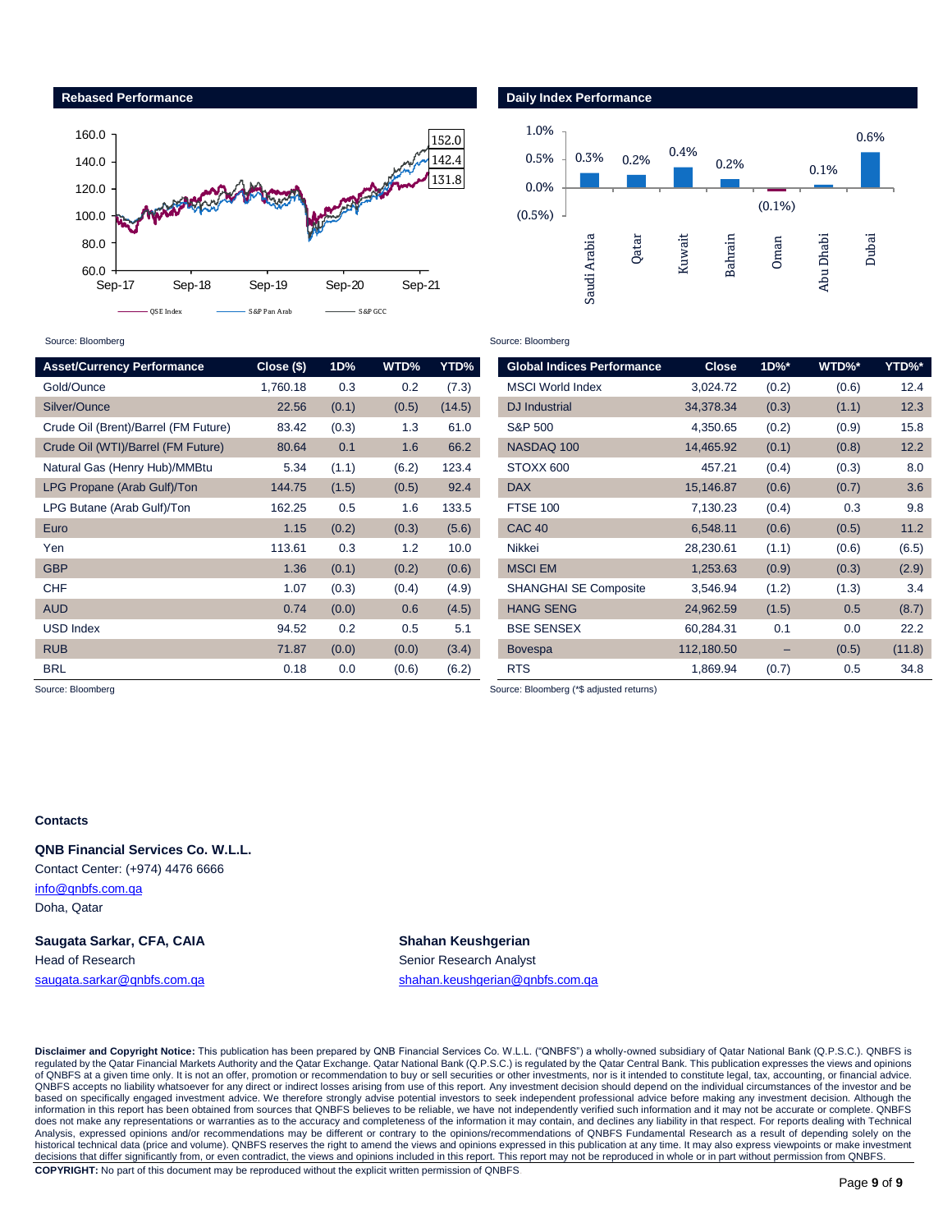**Rebased Performance**

160.0
140.0
120.0
100.0
80.0
60.0

Sep-17 Sep-18 Sep-19 Sep-20 Sep-21

152.0
142.4
131.8

QSE Index S&P Pan Arab S&P GCC

Source: Bloomberg

**Daily Index Performance**

1.0%
0.5%
0.0%
(0.5%)

0.3% 0.2% 0.4% 0.2% (0.1%) 0.1% 0.6%

Saudi Arabia Qatar Kuwait Bahrain Oman Abu Dhabi Dubai

Source: Bloomberg

| Asset/Currency Performance | Close ($) | 1D% | WTD% | YTD% |
|---|---|---|---|---|
| Gold/Ounce | 1,760.18 | 0.3 | 0.2 | (7.3) |
| Silver/Ounce | 22.56 | (0.1) | (0.5) | (14.5) |
| Crude Oil (Brent)/Barrel (FM Future) | 83.42 | (0.3) | 1.3 | 61.0 |
| Crude Oil (WTI)/Barrel (FM Future) | 80.64 | 0.1 | 1.6 | 66.2 |
| Natural Gas (Henry Hub)/MMBtu | 5.34 | (1.1) | (6.2) | 123.4 |
| LPG Propane (Arab Gulf)/Ton | 144.75 | (1.5) | (0.5) | 92.4 |
| LPG Butane (Arab Gulf)/Ton | 162.25 | 0.5 | 1.6 | 133.5 |
| Euro | 1.15 | (0.2) | (0.3) | (5.6) |
| Yen | 113.61 | 0.3 | 1.2 | 10.0 |
| GBP | 1.36 | (0.1) | (0.2) | (0.6) |
| CHF | 1.07 | (0.3) | (0.4) | (4.9) |
| AUD | 0.74 | (0.0) | 0.6 | (4.5) |
| USD Index | 94.52 | 0.2 | 0.5 | 5.1 |
| RUB | 71.87 | (0.0) | (0.0) | (3.4) |
| BRL | 0.18 | 0.0 | (0.6) | (6.2) |

Source: Bloomberg

| Global Indices Performance | Close | 1D%* | WTD%* | YTD%* |
|---|---|---|---|---|
| MSCI World Index | 3,024.72 | (0.2) | (0.6) | 12.4 |
| DJ Industrial | 34,378.34 | (0.3) | (1.1) | 12.3 |
| S&P 500 | 4,350.65 | (0.2) | (0.9) | 15.8 |
| NASDAQ 100 | 14,465.92 | (0.1) | (0.8) | 12.2 |
| STOXX 600 | 457.21 | (0.4) | (0.3) | 8.0 |
| DAX | 15,146.87 | (0.6) | (0.7) | 3.6 |
| FTSE 100 | 7,130.23 | (0.4) | 0.3 | 9.8 |
| CAC 40 | 6,548.11 | (0.6) | (0.5) | 11.2 |
| Nikkei | 28,230.61 | (1.1) | (0.6) | (6.5) |
| MSCI EM | 1,253.63 | (0.9) | (0.3) | (2.9) |
| SHANGHAI SE Composite | 3,546.94 | (1.2) | (1.3) | 3.4 |
| HANG SENG | 24,962.59 | (1.5) | 0.5 | (8.7) |
| BSE SENSEX | 60,284.31 | 0.1 | 0.0 | 22.2 |
| Bovespa | 112,180.50 | – | (0.5) | (11.8) |
| RTS | 1,869.94 | (0.7) | 0.5 | 34.8 |

Source: Bloomberg (*$ adjusted returns)

**Contacts**

**QNB Financial Services Co. W.L.L.**
Contact Center: (+974) 4476 6666
info@qnbfs.com.qa
Doha, Qatar

**Saugata Sarkar, CFA, CAIA**
Head of Research
saugata.sarkar@qnbfs.com.qa

**Shahan Keushgerian**
Senior Research Analyst
shahan.keushgerian@qnbfs.com.qa

**Disclaimer and Copyright Notice:** This publication has been prepared by QNB Financial Services Co. W.L.L. ("QNBFS") a wholly-owned subsidiary of Qatar National Bank (Q.P.S.C.). QNBFS is regulated by the Qatar Financial Markets Authority and the Qatar Exchange. Qatar National Bank (Q.P.S.C.) is regulated by the Qatar Central Bank. This publication expresses the views and opinions of QNBFS at a given time only. It is not an offer, promotion or recommendation to buy or sell securities or other investments, nor is it intended to constitute legal, tax, accounting, or financial advice. QNBFS accepts no liability whatsoever for any direct or indirect losses arising from use of this report. Any investment decision should depend on the individual circumstances of the investor and be based on specifically engaged investment advice. We therefore strongly advise potential investors to seek independent professional advice before making any investment decision. Although the information in this report has been obtained from sources that QNBFS believes to be reliable, we have not independently verified such information and it may not be accurate or complete. QNBFS does not make any representations or warranties as to the accuracy and completeness of the information it may contain, and declines any liability in that respect. For reports dealing with Technical Analysis, expressed opinions and/or recommendations may be different or contrary to the opinions/recommendations of QNBFS Fundamental Research as a result of depending solely on the historical technical data (price and volume). QNBFS reserves the right to amend the views and opinions expressed in this publication at any time. It may also express viewpoints or make investment decisions that differ significantly from, or even contradict, the views and opinions included in this report. This report may not be reproduced in whole or in part without permission from QNBFS.

**COPYRIGHT:** No part of this document may be reproduced without the explicit written permission of QNBFS.